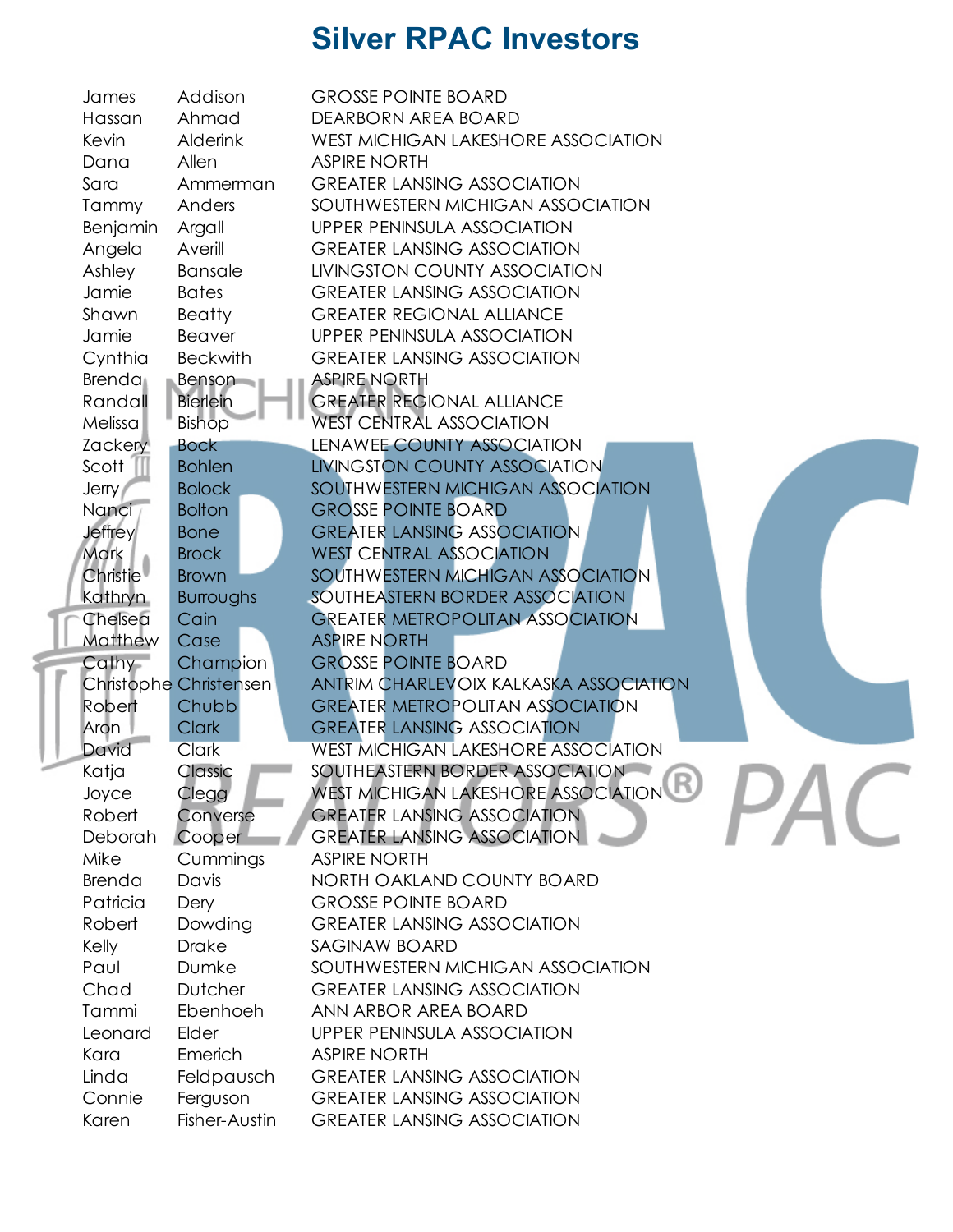# Silver RPAC Investors

| | | |
|---|---|---|
| James | Addison | GROSSE POINTE BOARD |
| Hassan | Ahmad | DEARBORN AREA BOARD |
| Kevin | Alderink | WEST MICHIGAN LAKESHORE ASSOCIATION |
| Dana | Allen | ASPIRE NORTH |
| Sara | Ammerman | GREATER LANSING ASSOCIATION |
| Tammy | Anders | SOUTHWESTERN MICHIGAN ASSOCIATION |
| Benjamin | Argall | UPPER PENINSULA ASSOCIATION |
| Angela | Averill | GREATER LANSING ASSOCIATION |
| Ashley | Bansale | LIVINGSTON COUNTY ASSOCIATION |
| Jamie | Bates | GREATER LANSING ASSOCIATION |
| Shawn | Beatty | GREATER REGIONAL ALLIANCE |
| Jamie | Beaver | UPPER PENINSULA ASSOCIATION |
| Cynthia | Beckwith | GREATER LANSING ASSOCIATION |
| Brenda | Benson | ASPIRE NORTH |
| Randall | Bierlein | GREATER REGIONAL ALLIANCE |
| Melissa | Bishop | WEST CENTRAL ASSOCIATION |
| Zackery | Bock | LENAWEE COUNTY ASSOCIATION |
| Scott | Bohlen | LIVINGSTON COUNTY ASSOCIATION |
| Jerry | Bolock | SOUTHWESTERN MICHIGAN ASSOCIATION |
| Nanci | Bolton | GROSSE POINTE BOARD |
| Jeffrey | Bone | GREATER LANSING ASSOCIATION |
| Mark | Brock | WEST CENTRAL ASSOCIATION |
| Christie | Brown | SOUTHWESTERN MICHIGAN ASSOCIATION |
| Kathryn | Burroughs | SOUTHEASTERN BORDER ASSOCIATION |
| Chelsea | Cain | GREATER METROPOLITAN ASSOCIATION |
| Matthew | Case | ASPIRE NORTH |
| Cathy | Champion | GROSSE POINTE BOARD |
| Christophe | Christensen | ANTRIM CHARLEVOIX KALKASKA ASSOCIATION |
| Robert | Chubb | GREATER METROPOLITAN ASSOCIATION |
| Aron | Clark | GREATER LANSING ASSOCIATION |
| David | Clark | WEST MICHIGAN LAKESHORE ASSOCIATION |
| Katja | Classic | SOUTHEASTERN BORDER ASSOCIATION |
| Joyce | Clegg | WEST MICHIGAN LAKESHORE ASSOCIATION |
| Robert | Converse | GREATER LANSING ASSOCIATION |
| Deborah | Cooper | GREATER LANSING ASSOCIATION |
| Mike | Cummings | ASPIRE NORTH |
| Brenda | Davis | NORTH OAKLAND COUNTY BOARD |
| Patricia | Dery | GROSSE POINTE BOARD |
| Robert | Dowding | GREATER LANSING ASSOCIATION |
| Kelly | Drake | SAGINAW BOARD |
| Paul | Dumke | SOUTHWESTERN MICHIGAN ASSOCIATION |
| Chad | Dutcher | GREATER LANSING ASSOCIATION |
| Tammi | Ebenhoeh | ANN ARBOR AREA BOARD |
| Leonard | Elder | UPPER PENINSULA ASSOCIATION |
| Kara | Emerich | ASPIRE NORTH |
| Linda | Feldpausch | GREATER LANSING ASSOCIATION |
| Connie | Ferguson | GREATER LANSING ASSOCIATION |
| Karen | Fisher-Austin | GREATER LANSING ASSOCIATION |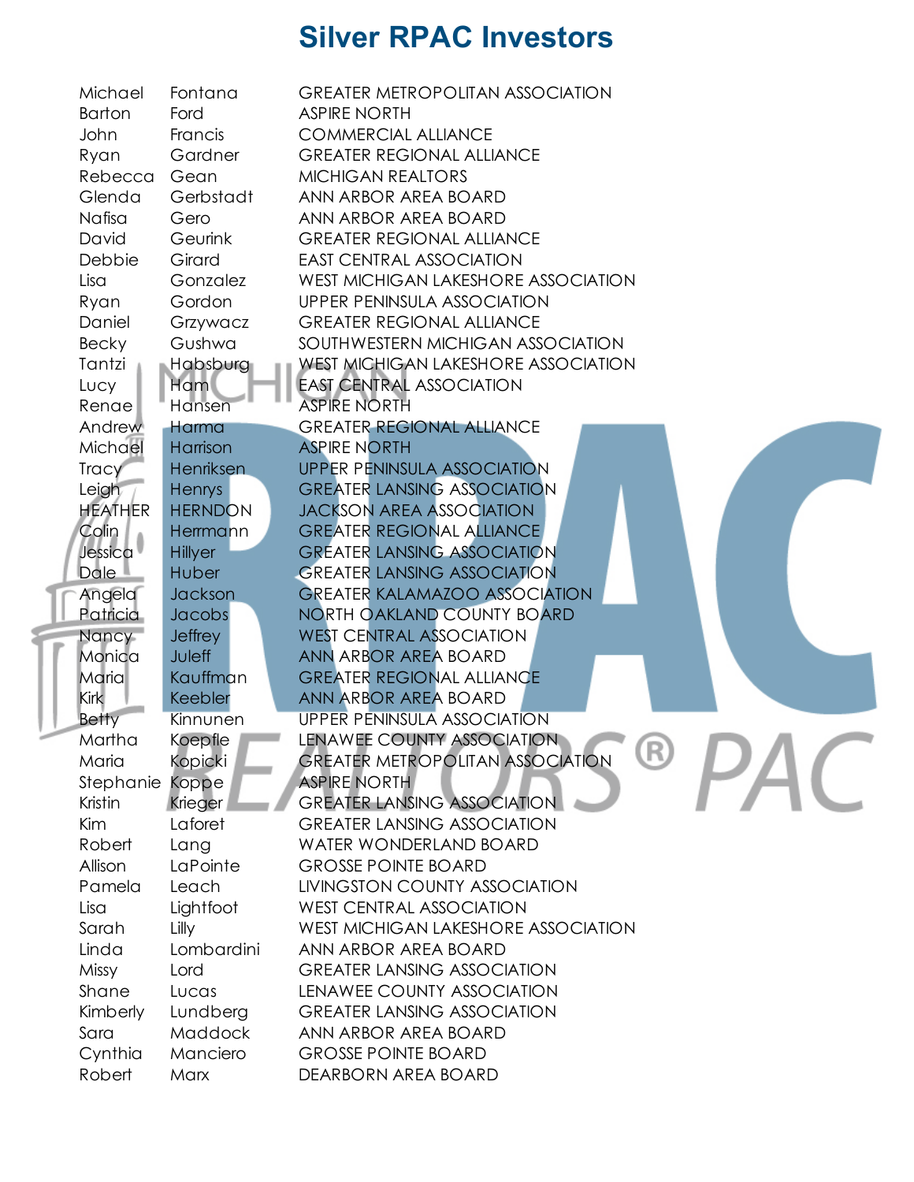# Silver RPAC Investors

| | | |
|---|---|---|
| Michael | Fontana | GREATER METROPOLITAN ASSOCIATION |
| Barton | Ford | ASPIRE NORTH |
| John | Francis | COMMERCIAL ALLIANCE |
| Ryan | Gardner | GREATER REGIONAL ALLIANCE |
| Rebecca | Gean | MICHIGAN REALTORS |
| Glenda | Gerbstadt | ANN ARBOR AREA BOARD |
| Nafisa | Gero | ANN ARBOR AREA BOARD |
| David | Geurink | GREATER REGIONAL ALLIANCE |
| Debbie | Girard | EAST CENTRAL ASSOCIATION |
| Lisa | Gonzalez | WEST MICHIGAN LAKESHORE ASSOCIATION |
| Ryan | Gordon | UPPER PENINSULA ASSOCIATION |
| Daniel | Grzywacz | GREATER REGIONAL ALLIANCE |
| Becky | Gushwa | SOUTHWESTERN MICHIGAN ASSOCIATION |
| Tantzi | Habsburg | WEST MICHIGAN LAKESHORE ASSOCIATION |
| Lucy | Ham | EAST CENTRAL ASSOCIATION |
| Renae | Hansen | ASPIRE NORTH |
| Andrew | Harma | GREATER REGIONAL ALLIANCE |
| Michael | Harrison | ASPIRE NORTH |
| Tracy | Henriksen | UPPER PENINSULA ASSOCIATION |
| Leigh | Henrys | GREATER LANSING ASSOCIATION |
| HEATHER | HERNDON | JACKSON AREA ASSOCIATION |
| Colin | Herrmann | GREATER REGIONAL ALLIANCE |
| Jessica | Hillyer | GREATER LANSING ASSOCIATION |
| Dale | Huber | GREATER LANSING ASSOCIATION |
| Angela | Jackson | GREATER KALAMAZOO ASSOCIATION |
| Patricia | Jacobs | NORTH OAKLAND COUNTY BOARD |
| Nancy | Jeffrey | WEST CENTRAL ASSOCIATION |
| Monica | Juleff | ANN ARBOR AREA BOARD |
| Maria | Kauffman | GREATER REGIONAL ALLIANCE |
| Kirk | Keebler | ANN ARBOR AREA BOARD |
| Betty | Kinnunen | UPPER PENINSULA ASSOCIATION |
| Martha | Koepfle | LENAWEE COUNTY ASSOCIATION |
| Maria | Kopicki | GREATER METROPOLITAN ASSOCIATION |
| Stephanie | Koppe | ASPIRE NORTH |
| Kristin | Krieger | GREATER LANSING ASSOCIATION |
| Kim | Laforet | GREATER LANSING ASSOCIATION |
| Robert | Lang | WATER WONDERLAND BOARD |
| Allison | LaPointe | GROSSE POINTE BOARD |
| Pamela | Leach | LIVINGSTON COUNTY ASSOCIATION |
| Lisa | Lightfoot | WEST CENTRAL ASSOCIATION |
| Sarah | Lilly | WEST MICHIGAN LAKESHORE ASSOCIATION |
| Linda | Lombardini | ANN ARBOR AREA BOARD |
| Missy | Lord | GREATER LANSING ASSOCIATION |
| Shane | Lucas | LENAWEE COUNTY ASSOCIATION |
| Kimberly | Lundberg | GREATER LANSING ASSOCIATION |
| Sara | Maddock | ANN ARBOR AREA BOARD |
| Cynthia | Manciero | GROSSE POINTE BOARD |
| Robert | Marx | DEARBORN AREA BOARD |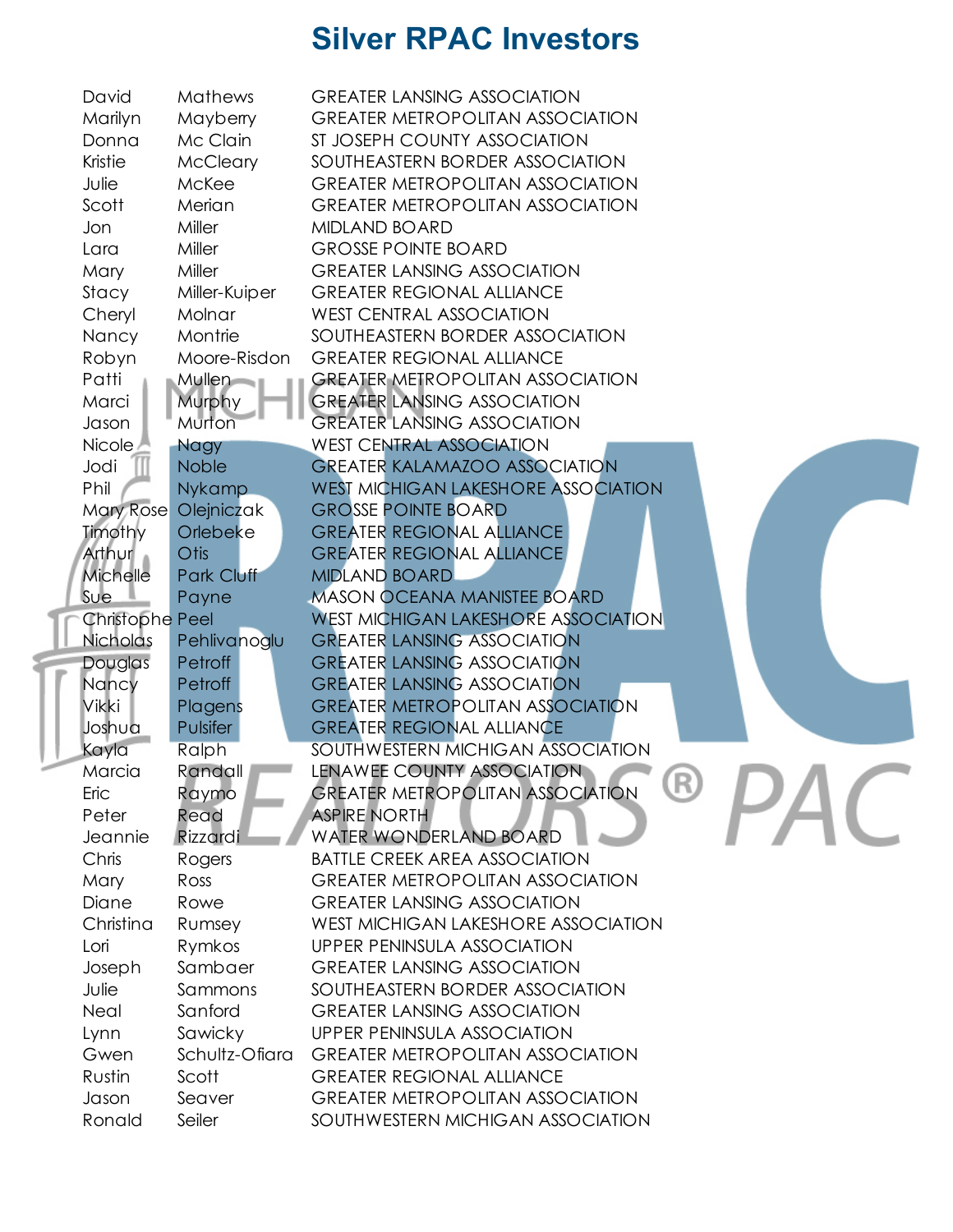# Silver RPAC Investors

| | | |
|---|---|---|
| David | Mathews | GREATER LANSING ASSOCIATION |
| Marilyn | Mayberry | GREATER METROPOLITAN ASSOCIATION |
| Donna | Mc Clain | ST JOSEPH COUNTY ASSOCIATION |
| Kristie | McCleary | SOUTHEASTERN BORDER ASSOCIATION |
| Julie | McKee | GREATER METROPOLITAN ASSOCIATION |
| Scott | Merian | GREATER METROPOLITAN ASSOCIATION |
| Jon | Miller | MIDLAND BOARD |
| Lara | Miller | GROSSE POINTE BOARD |
| Mary | Miller | GREATER LANSING ASSOCIATION |
| Stacy | Miller-Kuiper | GREATER REGIONAL ALLIANCE |
| Cheryl | Molnar | WEST CENTRAL ASSOCIATION |
| Nancy | Montrie | SOUTHEASTERN BORDER ASSOCIATION |
| Robyn | Moore-Risdon | GREATER REGIONAL ALLIANCE |
| Patti | Mullen | GREATER METROPOLITAN ASSOCIATION |
| Marci | Murphy | GREATER LANSING ASSOCIATION |
| Jason | Murton | GREATER LANSING ASSOCIATION |
| Nicole | Nagy | WEST CENTRAL ASSOCIATION |
| Jodi | Noble | GREATER KALAMAZOO ASSOCIATION |
| Phil | Nykamp | WEST MICHIGAN LAKESHORE ASSOCIATION |
| Mary Rose | Olejniczak | GROSSE POINTE BOARD |
| Timothy | Orlebeke | GREATER REGIONAL ALLIANCE |
| Arthur | Otis | GREATER REGIONAL ALLIANCE |
| Michelle | Park Cluff | MIDLAND BOARD |
| Sue | Payne | MASON OCEANA MANISTEE BOARD |
| Christophe | Peel | WEST MICHIGAN LAKESHORE ASSOCIATION |
| Nicholas | Pehlivanoglu | GREATER LANSING ASSOCIATION |
| Douglas | Petroff | GREATER LANSING ASSOCIATION |
| Nancy | Petroff | GREATER LANSING ASSOCIATION |
| Vikki | Plagens | GREATER METROPOLITAN ASSOCIATION |
| Joshua | Pulsifer | GREATER REGIONAL ALLIANCE |
| Kayla | Ralph | SOUTHWESTERN MICHIGAN ASSOCIATION |
| Marcia | Randall | LENAWEE COUNTY ASSOCIATION |
| Eric | Raymo | GREATER METROPOLITAN ASSOCIATION |
| Peter | Read | ASPIRE NORTH |
| Jeannie | Rizzardi | WATER WONDERLAND BOARD |
| Chris | Rogers | BATTLE CREEK AREA ASSOCIATION |
| Mary | Ross | GREATER METROPOLITAN ASSOCIATION |
| Diane | Rowe | GREATER LANSING ASSOCIATION |
| Christina | Rumsey | WEST MICHIGAN LAKESHORE ASSOCIATION |
| Lori | Rymkos | UPPER PENINSULA ASSOCIATION |
| Joseph | Sambaer | GREATER LANSING ASSOCIATION |
| Julie | Sammons | SOUTHEASTERN BORDER ASSOCIATION |
| Neal | Sanford | GREATER LANSING ASSOCIATION |
| Lynn | Sawicky | UPPER PENINSULA ASSOCIATION |
| Gwen | Schultz-Ofiara | GREATER METROPOLITAN ASSOCIATION |
| Rustin | Scott | GREATER REGIONAL ALLIANCE |
| Jason | Seaver | GREATER METROPOLITAN ASSOCIATION |
| Ronald | Seiler | SOUTHWESTERN MICHIGAN ASSOCIATION |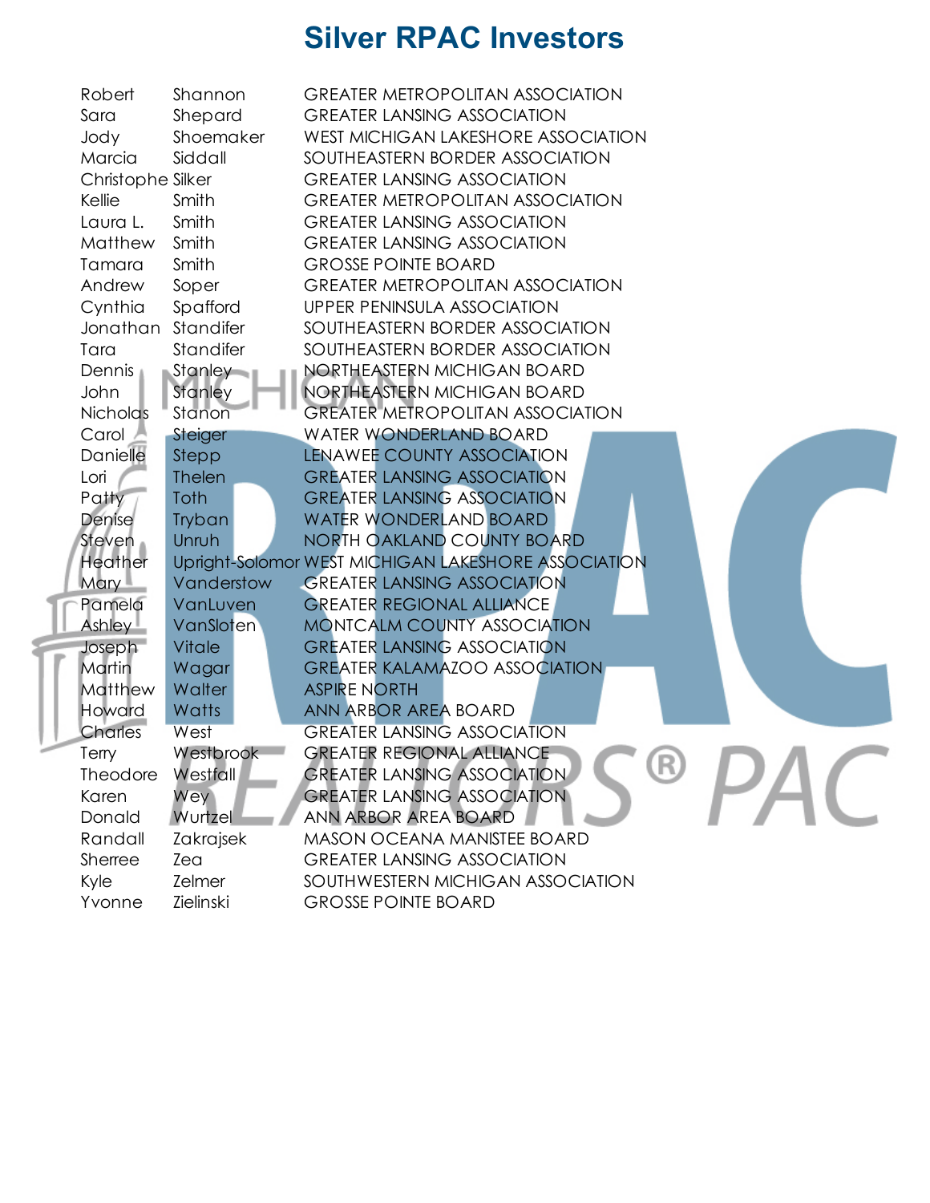# Silver RPAC Investors

| | | |
|---|---|---|
| Robert | Shannon | GREATER METROPOLITAN ASSOCIATION |
| Sara | Shepard | GREATER LANSING ASSOCIATION |
| Jody | Shoemaker | WEST MICHIGAN LAKESHORE ASSOCIATION |
| Marcia | Siddall | SOUTHEASTERN BORDER ASSOCIATION |
| Christophe | Silker | GREATER LANSING ASSOCIATION |
| Kellie | Smith | GREATER METROPOLITAN ASSOCIATION |
| Laura L. | Smith | GREATER LANSING ASSOCIATION |
| Matthew | Smith | GREATER LANSING ASSOCIATION |
| Tamara | Smith | GROSSE POINTE BOARD |
| Andrew | Soper | GREATER METROPOLITAN ASSOCIATION |
| Cynthia | Spafford | UPPER PENINSULA ASSOCIATION |
| Jonathan | Standifer | SOUTHEASTERN BORDER ASSOCIATION |
| Tara | Standifer | SOUTHEASTERN BORDER ASSOCIATION |
| Dennis | Stanley | NORTHEASTERN MICHIGAN BOARD |
| John | Stanley | NORTHEASTERN MICHIGAN BOARD |
| Nicholas | Stanon | GREATER METROPOLITAN ASSOCIATION |
| Carol | Steiger | WATER WONDERLAND BOARD |
| Danielle | Stepp | LENAWEE COUNTY ASSOCIATION |
| Lori | Thelen | GREATER LANSING ASSOCIATION |
| Patty | Toth | GREATER LANSING ASSOCIATION |
| Denise | Tryban | WATER WONDERLAND BOARD |
| Steven | Unruh | NORTH OAKLAND COUNTY BOARD |
| Heather | Upright-Solomor | WEST MICHIGAN LAKESHORE ASSOCIATION |
| Mary | Vanderstow | GREATER LANSING ASSOCIATION |
| Pamela | VanLuven | GREATER REGIONAL ALLIANCE |
| Ashley | VanSloten | MONTCALM COUNTY ASSOCIATION |
| Joseph | Vitale | GREATER LANSING ASSOCIATION |
| Martin | Wagar | GREATER KALAMAZOO ASSOCIATION |
| Matthew | Walter | ASPIRE NORTH |
| Howard | Watts | ANN ARBOR AREA BOARD |
| Charles | West | GREATER LANSING ASSOCIATION |
| Terry | Westbrook | GREATER REGIONAL ALLIANCE |
| Theodore | Westfall | GREATER LANSING ASSOCIATION |
| Karen | Wey | GREATER LANSING ASSOCIATION |
| Donald | Wurtzel | ANN ARBOR AREA BOARD |
| Randall | Zakrajsek | MASON OCEANA MANISTEE BOARD |
| Sherree | Zea | GREATER LANSING ASSOCIATION |
| Kyle | Zelmer | SOUTHWESTERN MICHIGAN ASSOCIATION |
| Yvonne | Zielinski | GROSSE POINTE BOARD |